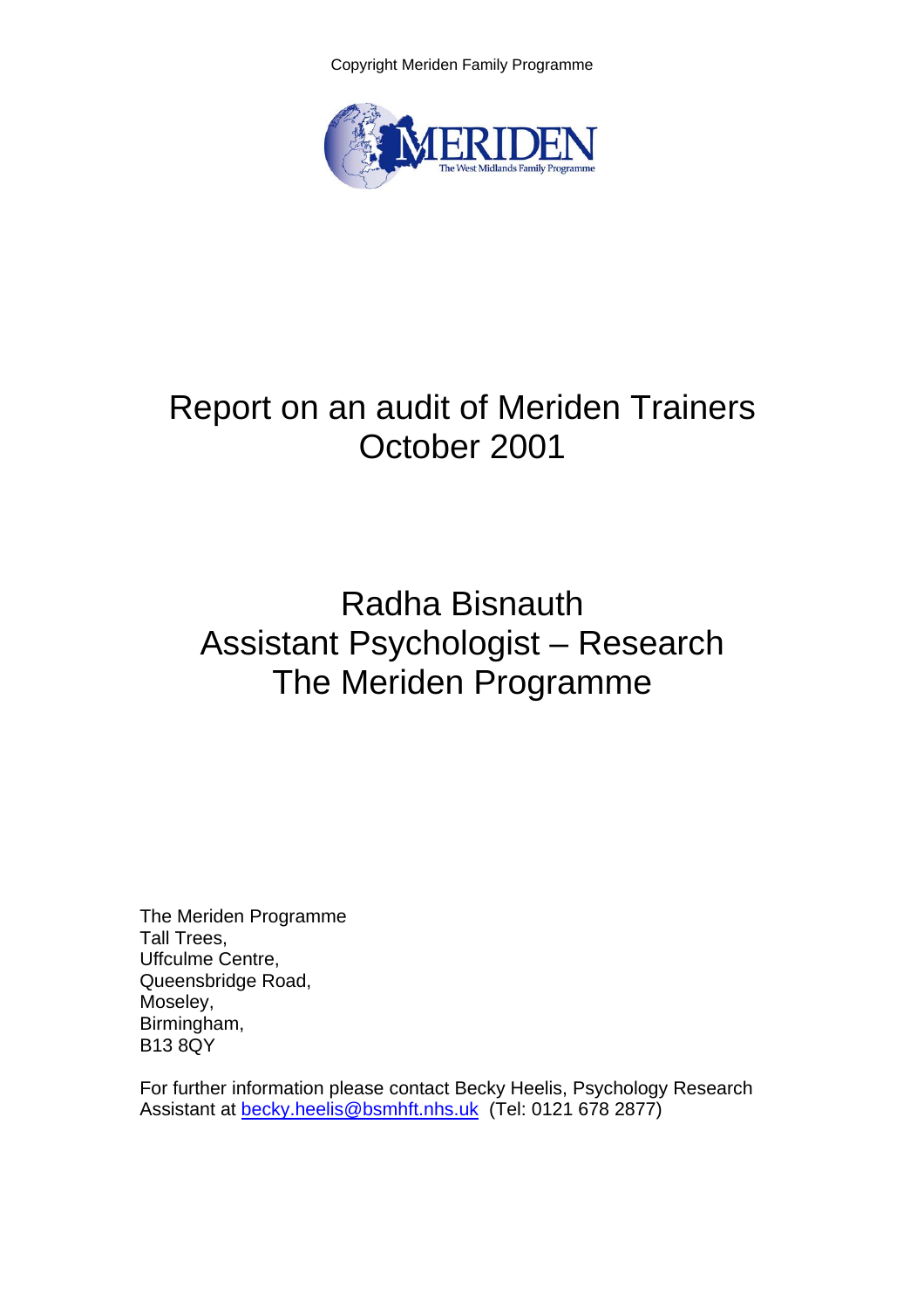Copyright Meriden Family Programme

MERIDEN
The West Midlands Family Programme

# Report on an audit of Meriden Trainers
# October 2001

## Radha Bisnauth
## Assistant Psychologist – Research
## The Meriden Programme

The Meriden Programme
Tall Trees,
Uffculme Centre,
Queensbridge Road,
Moseley,
Birmingham,
B13 8QY

For further information please contact Becky Heelis, Psychology Research Assistant at becky.heelis@bsmhft.nhs.uk (Tel: 0121 678 2877)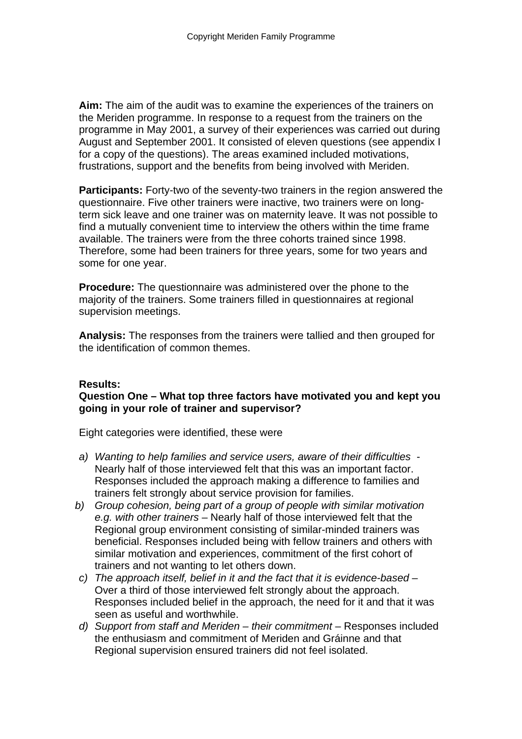**Aim:** The aim of the audit was to examine the experiences of the trainers on the Meriden programme. In response to a request from the trainers on the programme in May 2001, a survey of their experiences was carried out during August and September 2001. It consisted of eleven questions (see appendix I for a copy of the questions). The areas examined included motivations, frustrations, support and the benefits from being involved with Meriden.

**Participants:** Forty-two of the seventy-two trainers in the region answered the questionnaire. Five other trainers were inactive, two trainers were on long-term sick leave and one trainer was on maternity leave. It was not possible to find a mutually convenient time to interview the others within the time frame available. The trainers were from the three cohorts trained since 1998. Therefore, some had been trainers for three years, some for two years and some for one year.

**Procedure:** The questionnaire was administered over the phone to the majority of the trainers. Some trainers filled in questionnaires at regional supervision meetings.

**Analysis:** The responses from the trainers were tallied and then grouped for the identification of common themes.

**Results:**

**Question One – What top three factors have motivated you and kept you going in your role of trainer and supervisor?**

Eight categories were identified, these were

a) *Wanting to help families and service users, aware of their difficulties* - Nearly half of those interviewed felt that this was an important factor. Responses included the approach making a difference to families and trainers felt strongly about service provision for families.
b) *Group cohesion, being part of a group of people with similar motivation e.g. with other trainers* – Nearly half of those interviewed felt that the Regional group environment consisting of similar-minded trainers was beneficial. Responses included being with fellow trainers and others with similar motivation and experiences, commitment of the first cohort of trainers and not wanting to let others down.
c) *The approach itself, belief in it and the fact that it is evidence-based* – Over a third of those interviewed felt strongly about the approach. Responses included belief in the approach, the need for it and that it was seen as useful and worthwhile.
d) *Support from staff and Meriden – their commitment* – Responses included the enthusiasm and commitment of Meriden and Gráinne and that Regional supervision ensured trainers did not feel isolated.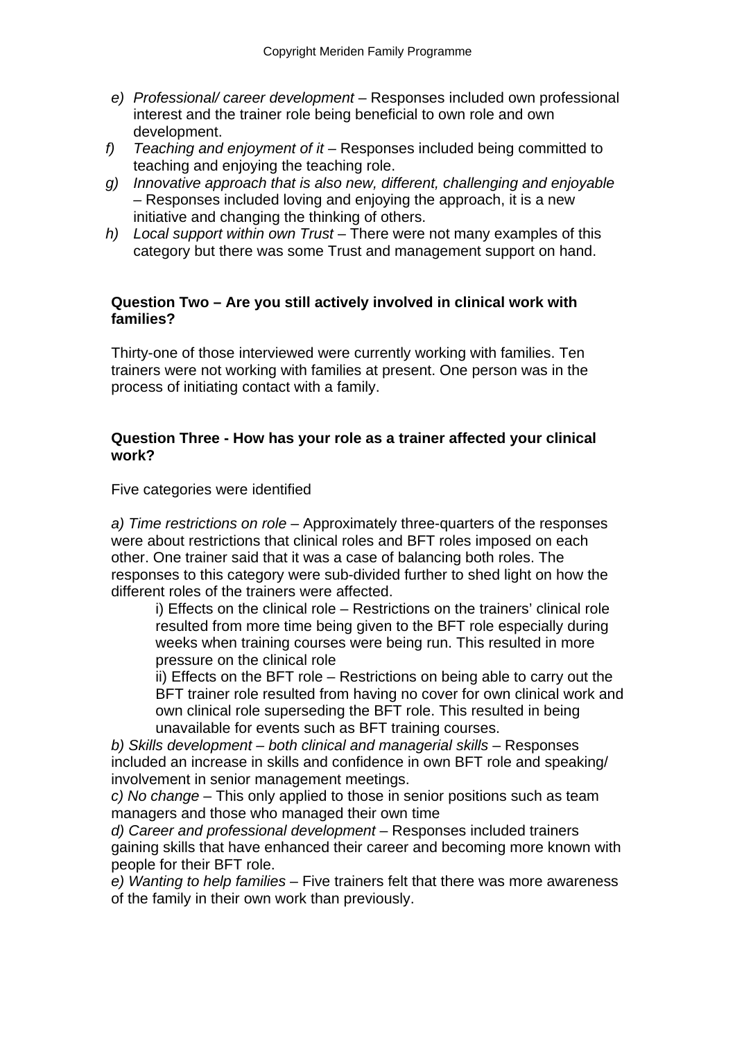e) *Professional/ career development* – Responses included own professional interest and the trainer role being beneficial to own role and own development.
f) *Teaching and enjoyment of it* – Responses included being committed to teaching and enjoying the teaching role.
g) *Innovative approach that is also new, different, challenging and enjoyable* – Responses included loving and enjoying the approach, it is a new initiative and changing the thinking of others.
h) *Local support within own Trust* – There were not many examples of this category but there was some Trust and management support on hand.

**Question Two – Are you still actively involved in clinical work with families?**

Thirty-one of those interviewed were currently working with families. Ten trainers were not working with families at present. One person was in the process of initiating contact with a family.

**Question Three - How has your role as a trainer affected your clinical work?**

Five categories were identified

*a) Time restrictions on role* – Approximately three-quarters of the responses were about restrictions that clinical roles and BFT roles imposed on each other. One trainer said that it was a case of balancing both roles. The responses to this category were sub-divided further to shed light on how the different roles of the trainers were affected.

i) Effects on the clinical role – Restrictions on the trainers' clinical role resulted from more time being given to the BFT role especially during weeks when training courses were being run. This resulted in more pressure on the clinical role

ii) Effects on the BFT role – Restrictions on being able to carry out the BFT trainer role resulted from having no cover for own clinical work and own clinical role superseding the BFT role. This resulted in being unavailable for events such as BFT training courses.

*b) Skills development – both clinical and managerial skills* – Responses included an increase in skills and confidence in own BFT role and speaking/ involvement in senior management meetings.

*c) No change* – This only applied to those in senior positions such as team managers and those who managed their own time

*d) Career and professional development* – Responses included trainers gaining skills that have enhanced their career and becoming more known with people for their BFT role.

*e) Wanting to help families* – Five trainers felt that there was more awareness of the family in their own work than previously.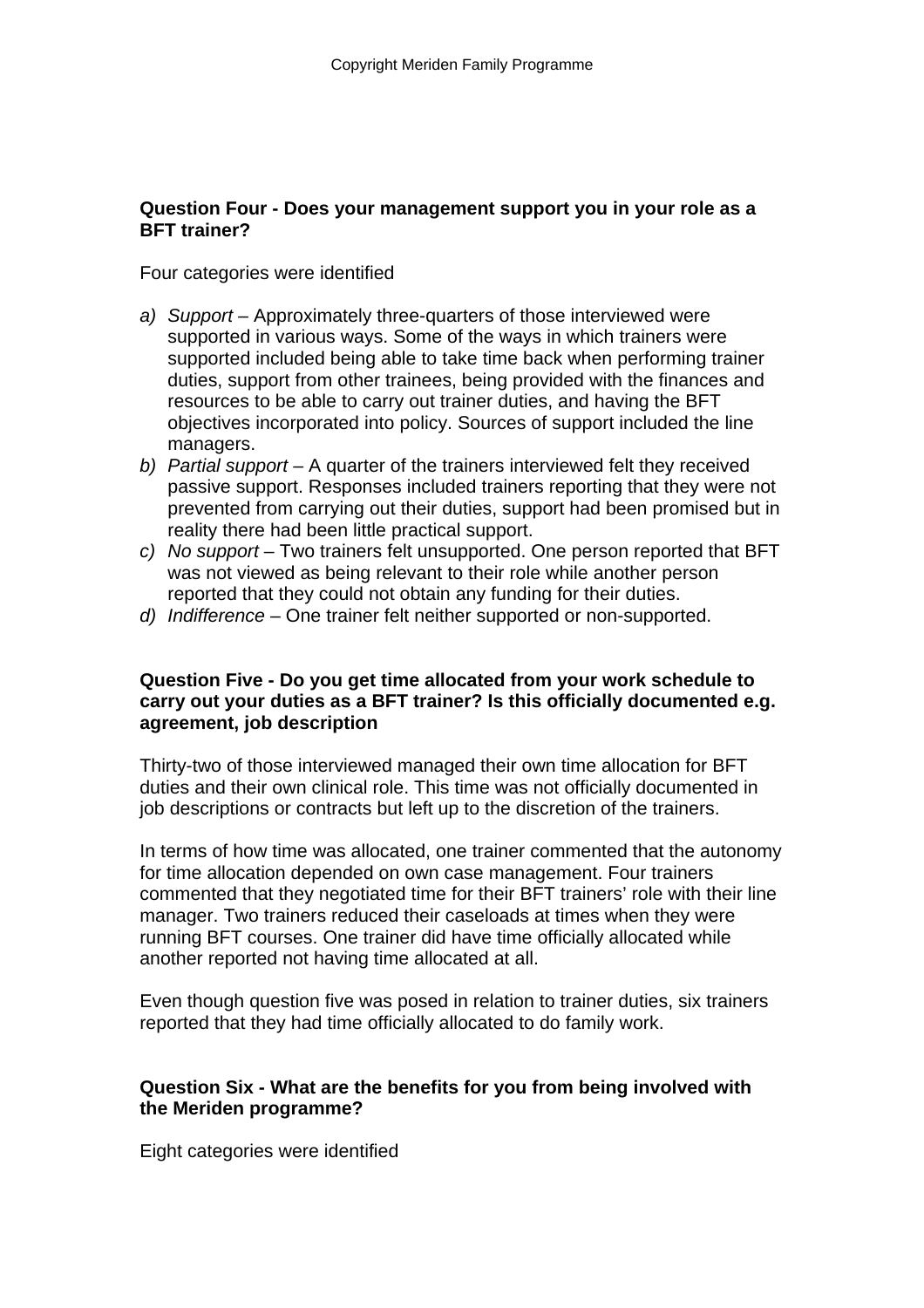**Question Four - Does your management support you in your role as a BFT trainer?**

Four categories were identified

a) *Support* – Approximately three-quarters of those interviewed were supported in various ways. Some of the ways in which trainers were supported included being able to take time back when performing trainer duties, support from other trainees, being provided with the finances and resources to be able to carry out trainer duties, and having the BFT objectives incorporated into policy. Sources of support included the line managers.
b) *Partial support* – A quarter of the trainers interviewed felt they received passive support. Responses included trainers reporting that they were not prevented from carrying out their duties, support had been promised but in reality there had been little practical support.
c) *No support* – Two trainers felt unsupported. One person reported that BFT was not viewed as being relevant to their role while another person reported that they could not obtain any funding for their duties.
d) *Indifference* – One trainer felt neither supported or non-supported.

**Question Five - Do you get time allocated from your work schedule to carry out your duties as a BFT trainer? Is this officially documented e.g. agreement, job description**

Thirty-two of those interviewed managed their own time allocation for BFT duties and their own clinical role. This time was not officially documented in job descriptions or contracts but left up to the discretion of the trainers.

In terms of how time was allocated, one trainer commented that the autonomy for time allocation depended on own case management. Four trainers commented that they negotiated time for their BFT trainers' role with their line manager. Two trainers reduced their caseloads at times when they were running BFT courses. One trainer did have time officially allocated while another reported not having time allocated at all.

Even though question five was posed in relation to trainer duties, six trainers reported that they had time officially allocated to do family work.

**Question Six - What are the benefits for you from being involved with the Meriden programme?**

Eight categories were identified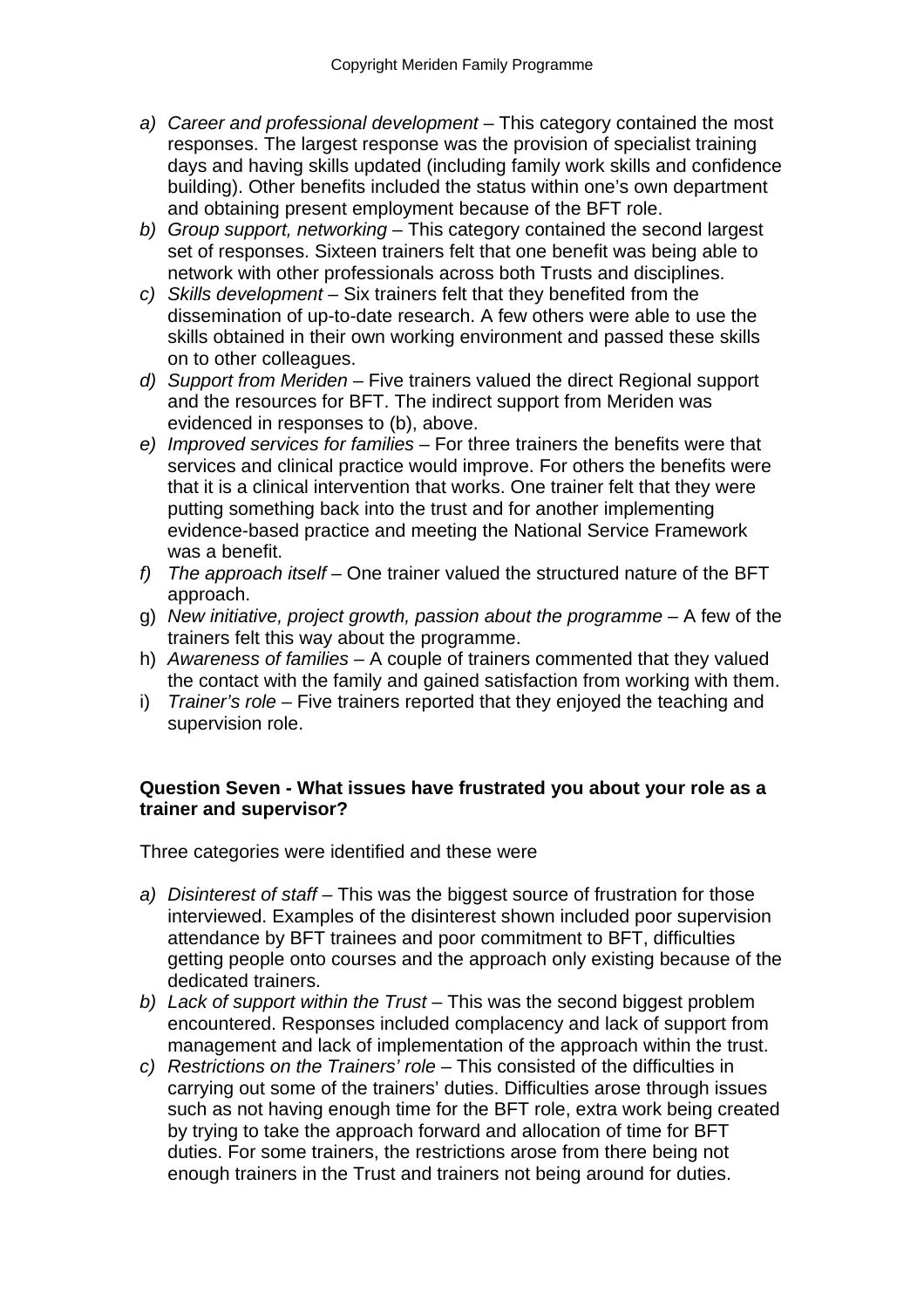a) *Career and professional development* – This category contained the most responses. The largest response was the provision of specialist training days and having skills updated (including family work skills and confidence building). Other benefits included the status within one's own department and obtaining present employment because of the BFT role.
b) *Group support, networking* – This category contained the second largest set of responses. Sixteen trainers felt that one benefit was being able to network with other professionals across both Trusts and disciplines.
c) *Skills development* – Six trainers felt that they benefited from the dissemination of up-to-date research. A few others were able to use the skills obtained in their own working environment and passed these skills on to other colleagues.
d) *Support from Meriden* – Five trainers valued the direct Regional support and the resources for BFT. The indirect support from Meriden was evidenced in responses to (b), above.
e) *Improved services for families* – For three trainers the benefits were that services and clinical practice would improve. For others the benefits were that it is a clinical intervention that works. One trainer felt that they were putting something back into the trust and for another implementing evidence-based practice and meeting the National Service Framework was a benefit.
f) *The approach itself* – One trainer valued the structured nature of the BFT approach.
g) *New initiative, project growth, passion about the programme* – A few of the trainers felt this way about the programme.
h) *Awareness of families* – A couple of trainers commented that they valued the contact with the family and gained satisfaction from working with them.
i) *Trainer's role* – Five trainers reported that they enjoyed the teaching and supervision role.

**Question Seven - What issues have frustrated you about your role as a trainer and supervisor?**

Three categories were identified and these were

a) *Disinterest of staff* – This was the biggest source of frustration for those interviewed. Examples of the disinterest shown included poor supervision attendance by BFT trainees and poor commitment to BFT, difficulties getting people onto courses and the approach only existing because of the dedicated trainers.
b) *Lack of support within the Trust* – This was the second biggest problem encountered. Responses included complacency and lack of support from management and lack of implementation of the approach within the trust.
c) *Restrictions on the Trainers' role* – This consisted of the difficulties in carrying out some of the trainers' duties. Difficulties arose through issues such as not having enough time for the BFT role, extra work being created by trying to take the approach forward and allocation of time for BFT duties. For some trainers, the restrictions arose from there being not enough trainers in the Trust and trainers not being around for duties.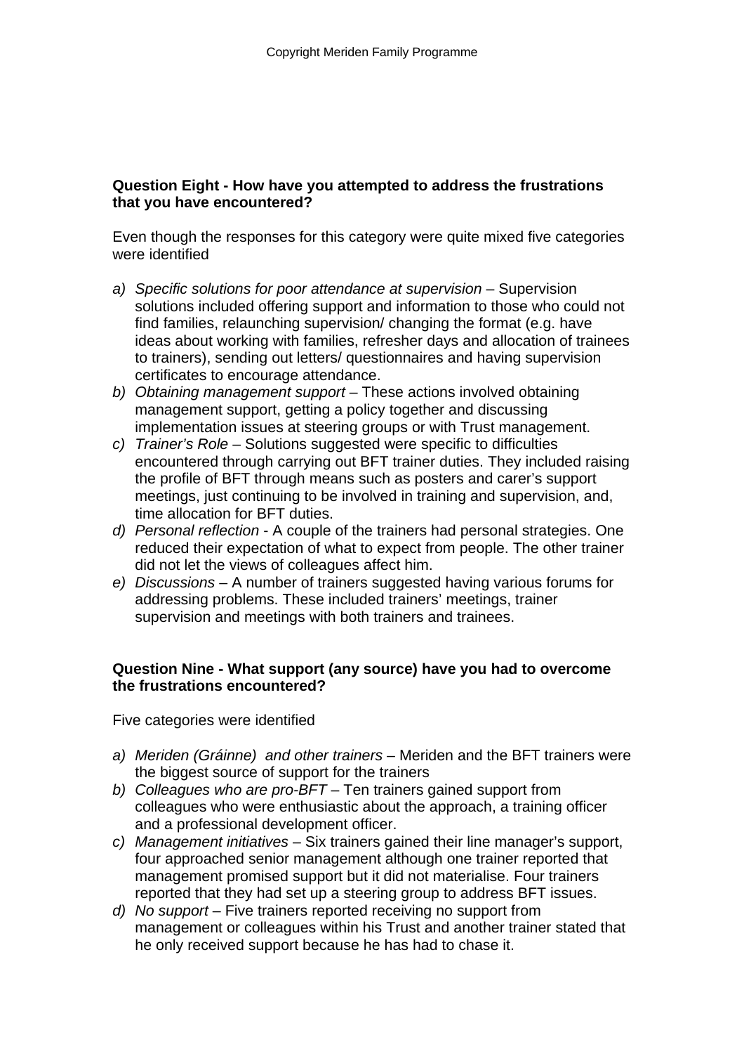**Question Eight - How have you attempted to address the frustrations that you have encountered?**

Even though the responses for this category were quite mixed five categories were identified

a) *Specific solutions for poor attendance at supervision* – Supervision solutions included offering support and information to those who could not find families, relaunching supervision/ changing the format (e.g. have ideas about working with families, refresher days and allocation of trainees to trainers), sending out letters/ questionnaires and having supervision certificates to encourage attendance.
b) *Obtaining management support* – These actions involved obtaining management support, getting a policy together and discussing implementation issues at steering groups or with Trust management.
c) *Trainer's Role* – Solutions suggested were specific to difficulties encountered through carrying out BFT trainer duties. They included raising the profile of BFT through means such as posters and carer's support meetings, just continuing to be involved in training and supervision, and, time allocation for BFT duties.
d) *Personal reflection* - A couple of the trainers had personal strategies. One reduced their expectation of what to expect from people. The other trainer did not let the views of colleagues affect him.
e) *Discussions* – A number of trainers suggested having various forums for addressing problems. These included trainers' meetings, trainer supervision and meetings with both trainers and trainees.

**Question Nine - What support (any source) have you had to overcome the frustrations encountered?**

Five categories were identified

a) *Meriden (Gráinne) and other trainers* – Meriden and the BFT trainers were the biggest source of support for the trainers
b) *Colleagues who are pro-BFT* – Ten trainers gained support from colleagues who were enthusiastic about the approach, a training officer and a professional development officer.
c) *Management initiatives* – Six trainers gained their line manager's support, four approached senior management although one trainer reported that management promised support but it did not materialise. Four trainers reported that they had set up a steering group to address BFT issues.
d) *No support* – Five trainers reported receiving no support from management or colleagues within his Trust and another trainer stated that he only received support because he has had to chase it.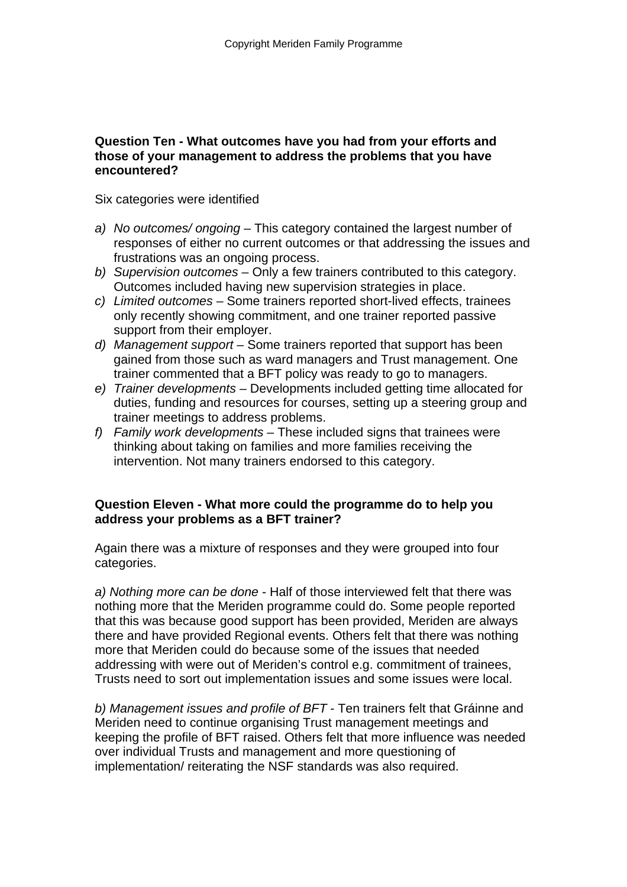**Question Ten - What outcomes have you had from your efforts and those of your management to address the problems that you have encountered?**

Six categories were identified

a) *No outcomes/ ongoing* – This category contained the largest number of responses of either no current outcomes or that addressing the issues and frustrations was an ongoing process.
b) *Supervision outcomes* – Only a few trainers contributed to this category. Outcomes included having new supervision strategies in place.
c) *Limited outcomes* – Some trainers reported short-lived effects, trainees only recently showing commitment, and one trainer reported passive support from their employer.
d) *Management support* – Some trainers reported that support has been gained from those such as ward managers and Trust management. One trainer commented that a BFT policy was ready to go to managers.
e) *Trainer developments* – Developments included getting time allocated for duties, funding and resources for courses, setting up a steering group and trainer meetings to address problems.
f) *Family work developments* – These included signs that trainees were thinking about taking on families and more families receiving the intervention. Not many trainers endorsed to this category.

**Question Eleven - What more could the programme do to help you address your problems as a BFT trainer?**

Again there was a mixture of responses and they were grouped into four categories.

*a) Nothing more can be done* - Half of those interviewed felt that there was nothing more that the Meriden programme could do. Some people reported that this was because good support has been provided, Meriden are always there and have provided Regional events. Others felt that there was nothing more that Meriden could do because some of the issues that needed addressing with were out of Meriden's control e.g. commitment of trainees, Trusts need to sort out implementation issues and some issues were local.

*b) Management issues and profile of BFT* - Ten trainers felt that Gráinne and Meriden need to continue organising Trust management meetings and keeping the profile of BFT raised. Others felt that more influence was needed over individual Trusts and management and more questioning of implementation/ reiterating the NSF standards was also required.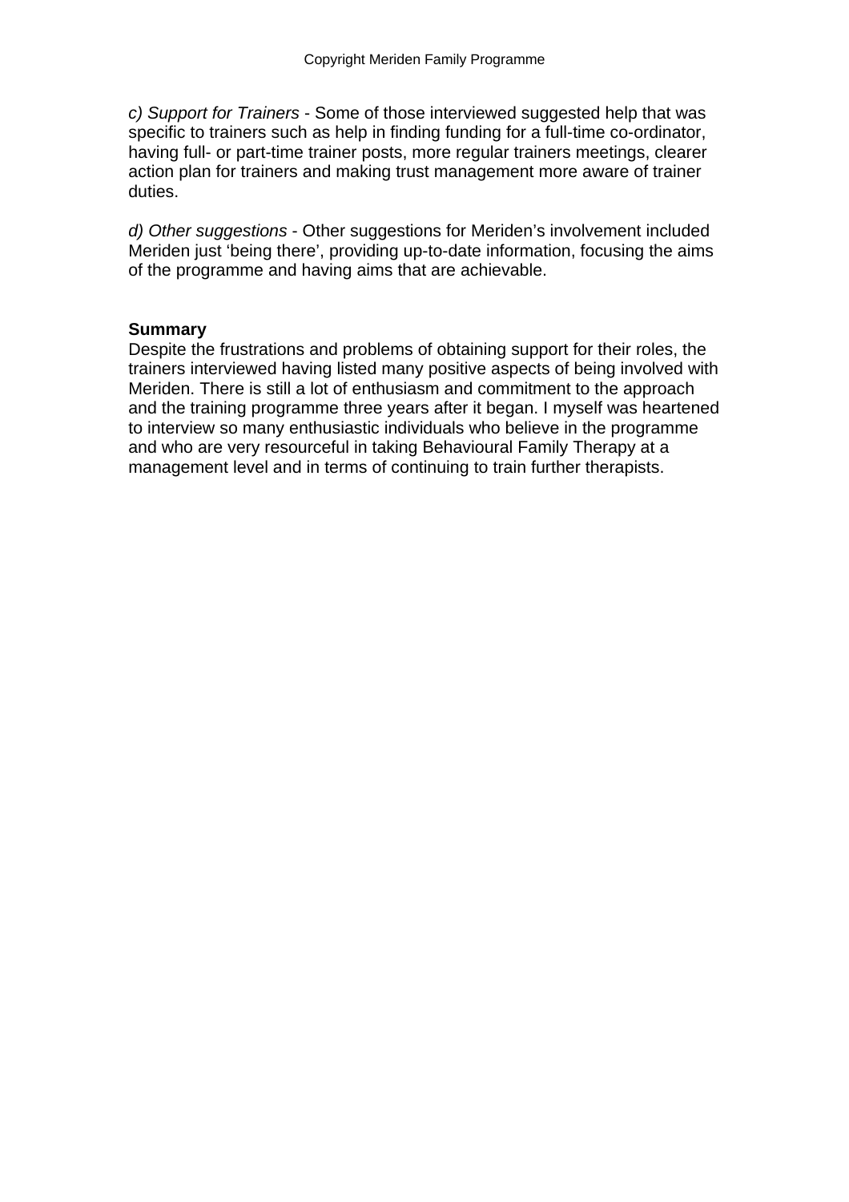*c) Support for Trainers* - Some of those interviewed suggested help that was specific to trainers such as help in finding funding for a full-time co-ordinator, having full- or part-time trainer posts, more regular trainers meetings, clearer action plan for trainers and making trust management more aware of trainer duties.

*d) Other suggestions* - Other suggestions for Meriden's involvement included Meriden just 'being there', providing up-to-date information, focusing the aims of the programme and having aims that are achievable.

**Summary**

Despite the frustrations and problems of obtaining support for their roles, the trainers interviewed having listed many positive aspects of being involved with Meriden. There is still a lot of enthusiasm and commitment to the approach and the training programme three years after it began. I myself was heartened to interview so many enthusiastic individuals who believe in the programme and who are very resourceful in taking Behavioural Family Therapy at a management level and in terms of continuing to train further therapists.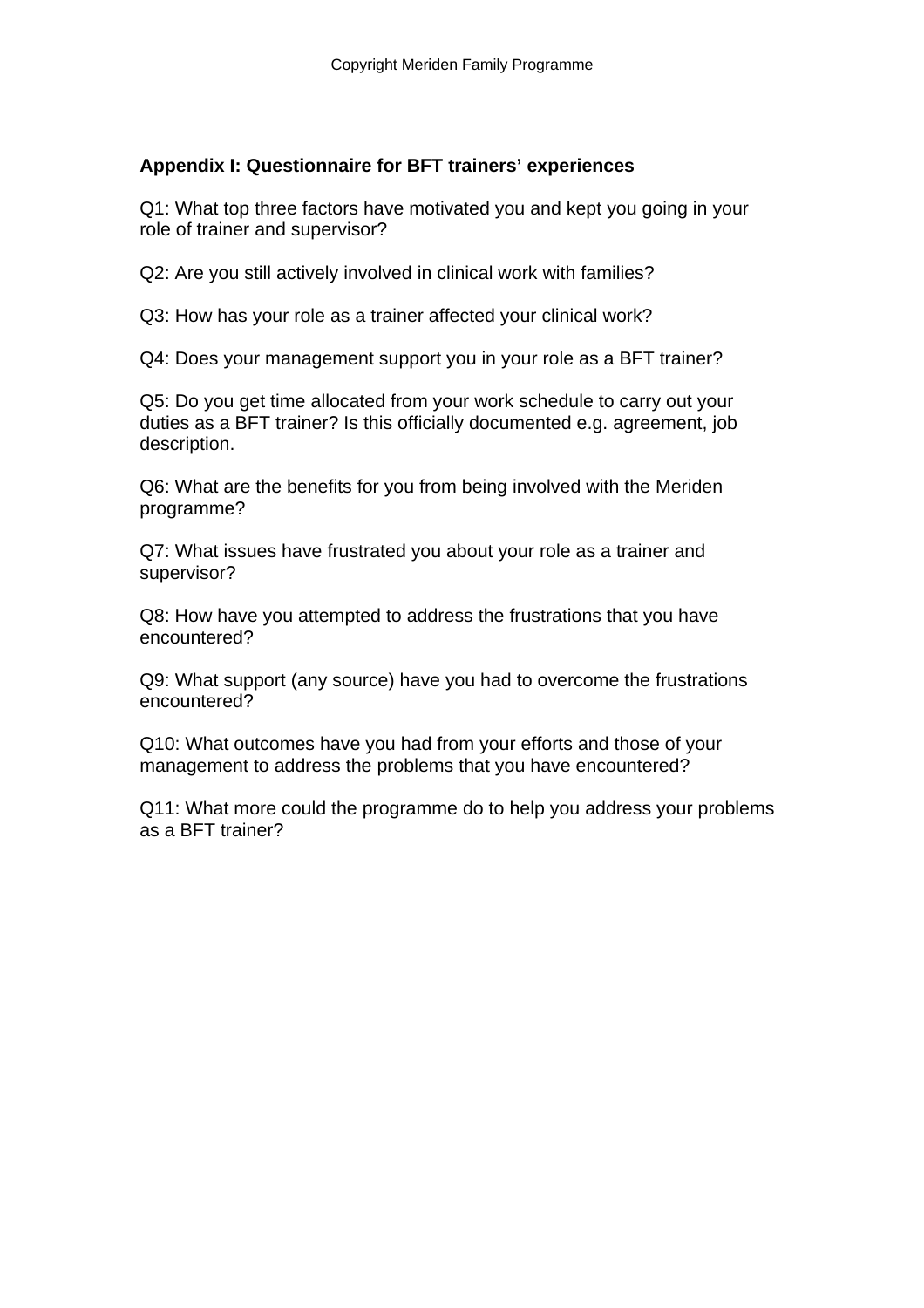## Appendix I: Questionnaire for BFT trainers' experiences

Q1: What top three factors have motivated you and kept you going in your role of trainer and supervisor?

Q2: Are you still actively involved in clinical work with families?

Q3: How has your role as a trainer affected your clinical work?

Q4: Does your management support you in your role as a BFT trainer?

Q5: Do you get time allocated from your work schedule to carry out your duties as a BFT trainer? Is this officially documented e.g. agreement, job description.

Q6: What are the benefits for you from being involved with the Meriden programme?

Q7: What issues have frustrated you about your role as a trainer and supervisor?

Q8: How have you attempted to address the frustrations that you have encountered?

Q9: What support (any source) have you had to overcome the frustrations encountered?

Q10: What outcomes have you had from your efforts and those of your management to address the problems that you have encountered?

Q11: What more could the programme do to help you address your problems as a BFT trainer?